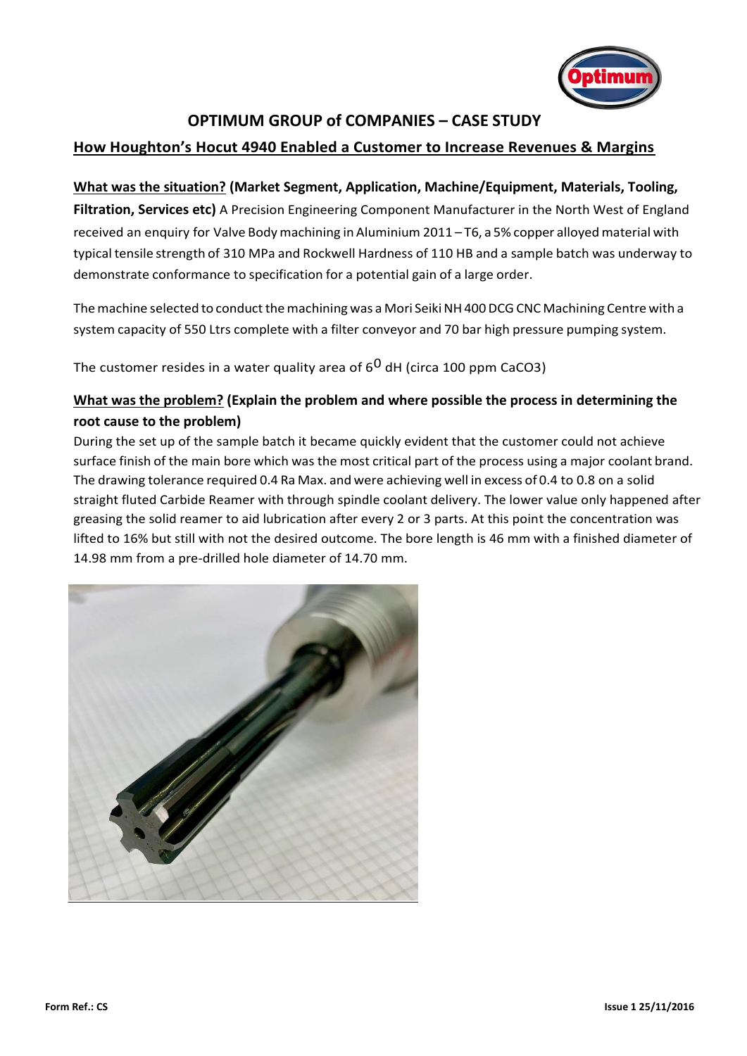## OPTIMUM GROUP of COMPANIES – CASE STUDY

### How Houghton's Hocut 4940 Enabled a Customer to Increase Revenues & Margins

**What was the situation? (Market Segment, Application, Machine/Equipment, Materials, Tooling, Filtration, Services etc)** A Precision Engineering Component Manufacturer in the North West of England received an enquiry for Valve Body machining in Aluminium 2011 – T6, a 5% copper alloyed material with typical tensile strength of 310 MPa and Rockwell Hardness of 110 HB and a sample batch was underway to demonstrate conformance to specification for a potential gain of a large order.

The machine selected to conduct the machining was a Mori Seiki NH 400 DCG CNC Machining Centre with a system capacity of 550 Ltrs complete with a filter conveyor and 70 bar high pressure pumping system.

The customer resides in a water quality area of $6^0$ dH (circa 100 ppm $CaCO_3$)

**What was the problem? (Explain the problem and where possible the process in determining the root cause to the problem)**

During the set up of the sample batch it became quickly evident that the customer could not achieve surface finish of the main bore which was the most critical part of the process using a major coolant brand. The drawing tolerance required 0.4 Ra Max. and were achieving well in excess of 0.4 to 0.8 on a solid straight fluted Carbide Reamer with through spindle coolant delivery. The lower value only happened after greasing the solid reamer to aid lubrication after every 2 or 3 parts. At this point the concentration was lifted to 16% but still with not the desired outcome. The bore length is 46 mm with a finished diameter of 14.98 mm from a pre-drilled hole diameter of 14.70 mm.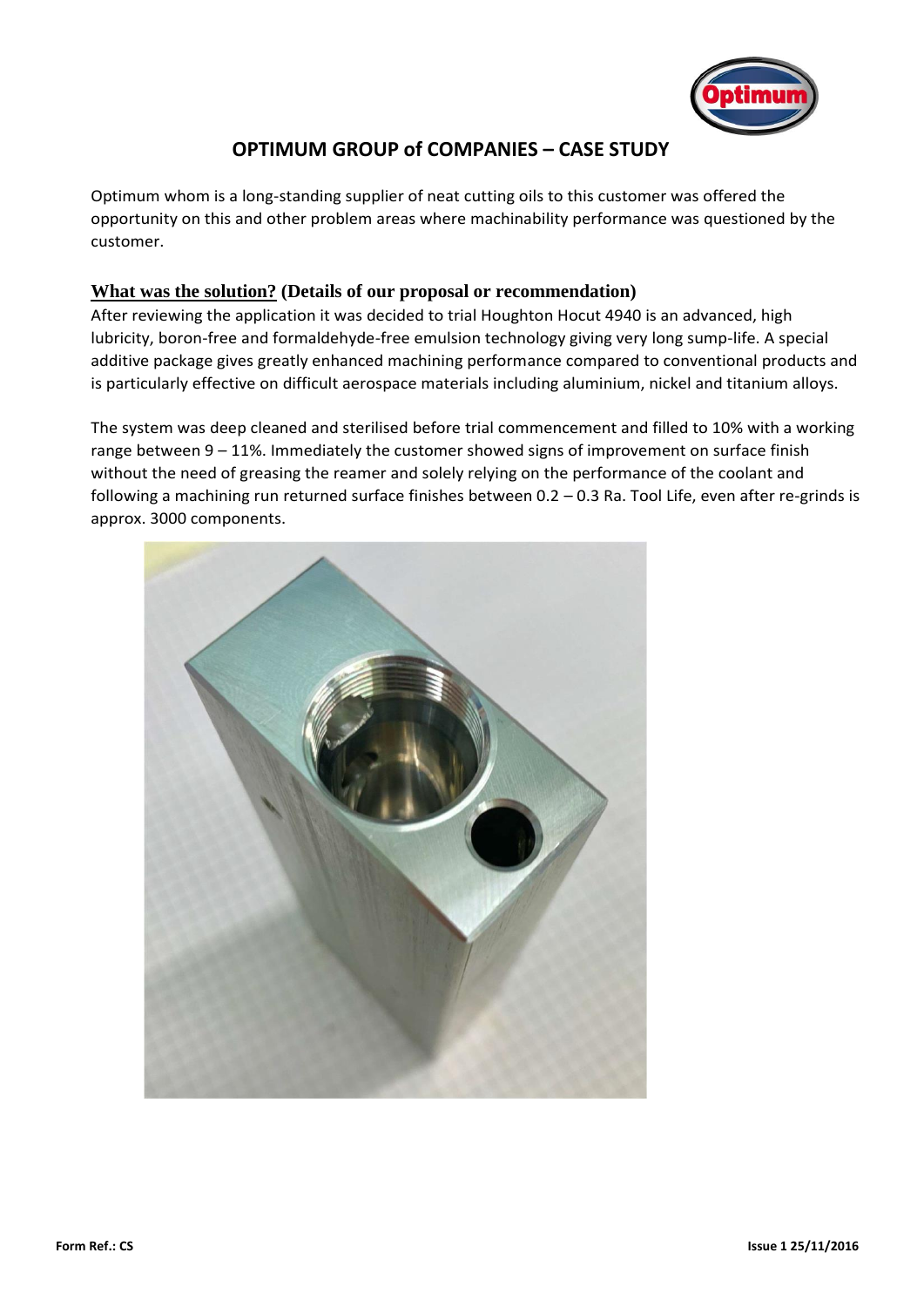## OPTIMUM GROUP of COMPANIES – CASE STUDY

Optimum whom is a long-standing supplier of neat cutting oils to this customer was offered the opportunity on this and other problem areas where machinability performance was questioned by the customer.

### What was the solution? (Details of our proposal or recommendation)

After reviewing the application it was decided to trial Houghton Hocut 4940 is an advanced, high lubricity, boron-free and formaldehyde-free emulsion technology giving very long sump-life. A special additive package gives greatly enhanced machining performance compared to conventional products and is particularly effective on difficult aerospace materials including aluminium, nickel and titanium alloys.

The system was deep cleaned and sterilised before trial commencement and filled to 10% with a working range between 9 – 11%. Immediately the customer showed signs of improvement on surface finish without the need of greasing the reamer and solely relying on the performance of the coolant and following a machining run returned surface finishes between 0.2 – 0.3 Ra. Tool Life, even after re-grinds is approx. 3000 components.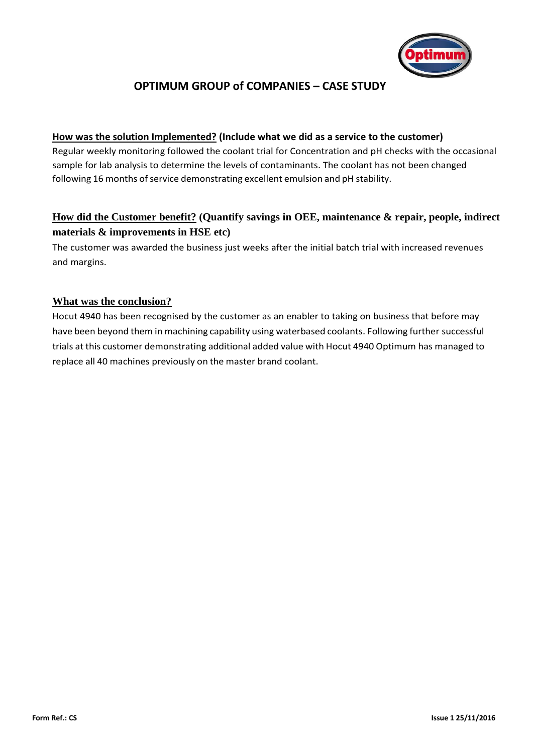## OPTIMUM GROUP of COMPANIES – CASE STUDY

**How was the solution Implemented? (Include what we did as a service to the customer)**

Regular weekly monitoring followed the coolant trial for Concentration and pH checks with the occasional sample for lab analysis to determine the levels of contaminants. The coolant has not been changed following 16 months of service demonstrating excellent emulsion and pH stability.

**How did the Customer benefit? (Quantify savings in OEE, maintenance & repair, people, indirect materials & improvements in HSE etc)**

The customer was awarded the business just weeks after the initial batch trial with increased revenues and margins.

**What was the conclusion?**

Hocut 4940 has been recognised by the customer as an enabler to taking on business that before may have been beyond them in machining capability using waterbased coolants. Following further successful trials at this customer demonstrating additional added value with Hocut 4940 Optimum has managed to replace all 40 machines previously on the master brand coolant.